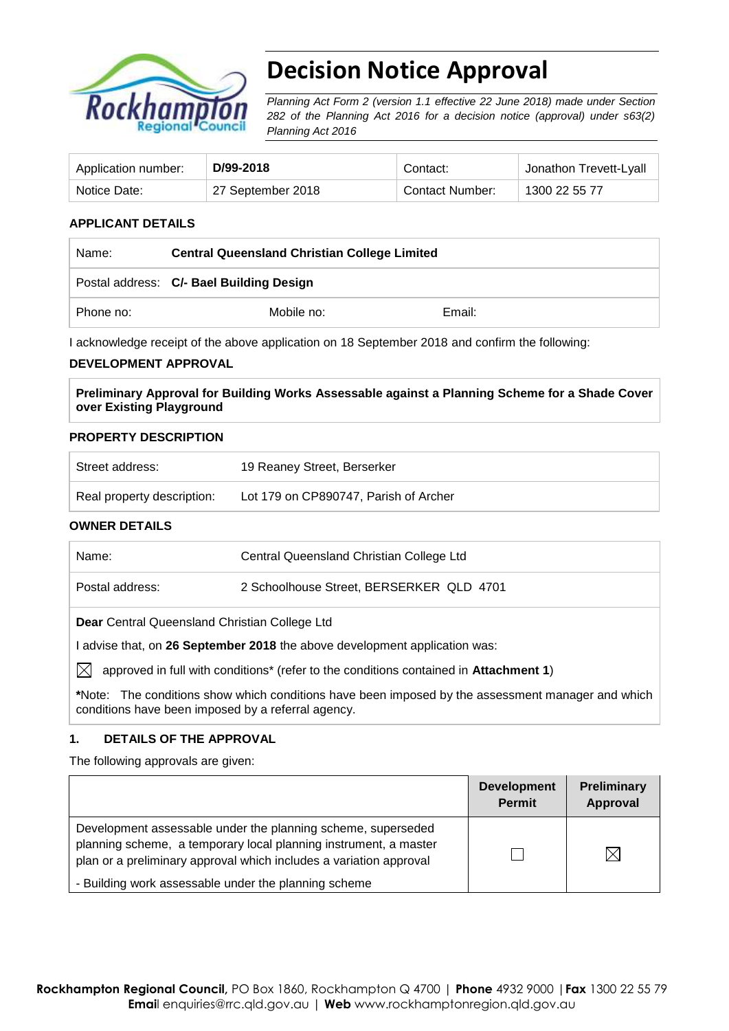# Decision Notice Approval

*Planning Act Form 2 (version 1.1 effective 22 June 2018) made under Section 282 of the Planning Act 2016 for a decision notice (approval) under s63(2) Planning Act 2016*

| Application number: | **D/99-2018** | Contact: | Jonathon Trevett-Lyall |
|---|---|---|---|
| Notice Date: | 27 September 2018 | Contact Number: | 1300 22 55 77 |

### APPLICANT DETAILS

| Name: | **Central Queensland Christian College Limited** | |
|---|---|---|
| Postal address: | **C/- Bael Building Design** | |
| Phone no: | Mobile no: | Email: |

I acknowledge receipt of the above application on 18 September 2018 and confirm the following:

### DEVELOPMENT APPROVAL

**Preliminary Approval for Building Works Assessable against a Planning Scheme for a Shade Cover over Existing Playground**

### PROPERTY DESCRIPTION

| Street address: | 19 Reaney Street, Berserker |
|---|---|
| Real property description: | Lot 179 on CP890747, Parish of Archer |

### OWNER DETAILS

| Name: | Central Queensland Christian College Ltd |
|---|---|
| Postal address: | 2 Schoolhouse Street, BERSERKER QLD 4701 |

**Dear** Central Queensland Christian College Ltd

I advise that, on **26 September 2018** the above development application was:

☒ approved in full with conditions* (refer to the conditions contained in **Attachment 1**)

***Note:** The conditions show which conditions have been imposed by the assessment manager and which conditions have been imposed by a referral agency.

### 1. DETAILS OF THE APPROVAL

The following approvals are given:

| | **Development Permit** | **Preliminary Approval** |
|---|---|---|
| Development assessable under the planning scheme, superseded planning scheme, a temporary local planning instrument, a master plan or a preliminary approval which includes a variation approval<br>- Building work assessable under the planning scheme | ☐ | ☒ |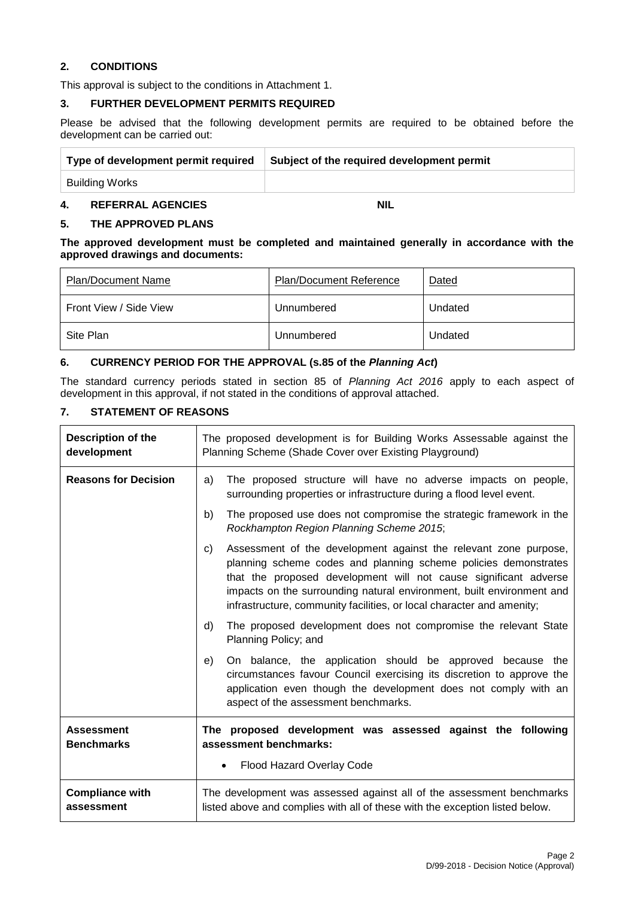## 2. CONDITIONS

This approval is subject to the conditions in Attachment 1.

## 3. FURTHER DEVELOPMENT PERMITS REQUIRED

Please be advised that the following development permits are required to be obtained before the development can be carried out:

| Type of development permit required | Subject of the required development permit |
|---|---|
| Building Works | |

## 4. REFERRAL AGENCIES NIL

## 5. THE APPROVED PLANS

**The approved development must be completed and maintained generally in accordance with the approved drawings and documents:**

| Plan/Document Name | Plan/Document Reference | Dated |
|---|---|---|
| Front View / Side View | Unnumbered | Undated |
| Site Plan | Unnumbered | Undated |

## 6. CURRENCY PERIOD FOR THE APPROVAL (s.85 of the *Planning Act*)

The standard currency periods stated in section 85 of *Planning Act 2016* apply to each aspect of development in this approval, if not stated in the conditions of approval attached.

## 7. STATEMENT OF REASONS

| | |
|---|---|
| **Description of the development** | The proposed development is for Building Works Assessable against the Planning Scheme (Shade Cover over Existing Playground) |
| **Reasons for Decision** | a) The proposed structure will have no adverse impacts on people, surrounding properties or infrastructure during a flood level event.<br>b) The proposed use does not compromise the strategic framework in the *Rockhampton Region Planning Scheme 2015*;<br>c) Assessment of the development against the relevant zone purpose, planning scheme codes and planning scheme policies demonstrates that the proposed development will not cause significant adverse impacts on the surrounding natural environment, built environment and infrastructure, community facilities, or local character and amenity;<br>d) The proposed development does not compromise the relevant State Planning Policy; and<br>e) On balance, the application should be approved because the circumstances favour Council exercising its discretion to approve the application even though the development does not comply with an aspect of the assessment benchmarks. |
| **Assessment Benchmarks** | **The proposed development was assessed against the following assessment benchmarks:**<br>• Flood Hazard Overlay Code |
| **Compliance with assessment** | The development was assessed against all of the assessment benchmarks listed above and complies with all of these with the exception listed below. |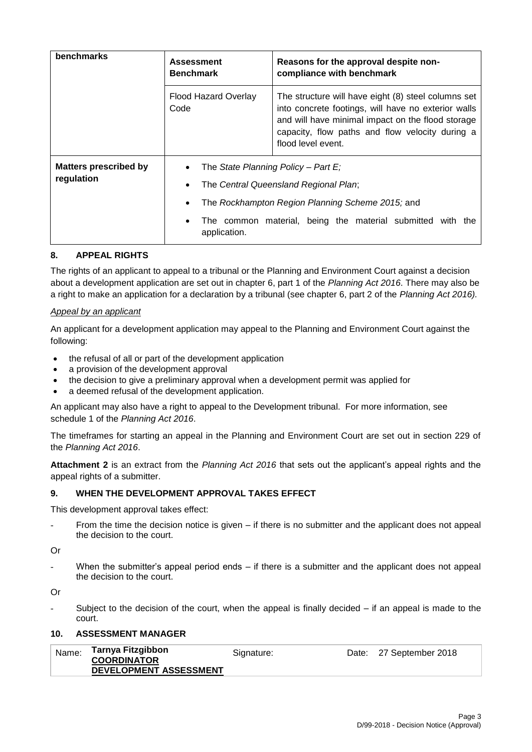| benchmarks | Assessment Benchmark | Reasons for the approval despite non-compliance with benchmark |
|---|---|---|
| | Flood Hazard Overlay Code | The structure will have eight (8) steel columns set into concrete footings, will have no exterior walls and will have minimal impact on the flood storage capacity, flow paths and flow velocity during a flood level event. |
| **Matters prescribed by regulation** | • The *State Planning Policy – Part E;*<br>• The *Central Queensland Regional Plan*;<br>• The *Rockhampton Region Planning Scheme 2015;* and<br>• The common material, being the material submitted with the application. | |

## 8. APPEAL RIGHTS

The rights of an applicant to appeal to a tribunal or the Planning and Environment Court against a decision about a development application are set out in chapter 6, part 1 of the *Planning Act 2016*. There may also be a right to make an application for a declaration by a tribunal (see chapter 6, part 2 of the *Planning Act 2016).*

*Appeal by an applicant*

An applicant for a development application may appeal to the Planning and Environment Court against the following:

- the refusal of all or part of the development application
- a provision of the development approval
- the decision to give a preliminary approval when a development permit was applied for
- a deemed refusal of the development application.

An applicant may also have a right to appeal to the Development tribunal. For more information, see schedule 1 of the *Planning Act 2016*.

The timeframes for starting an appeal in the Planning and Environment Court are set out in section 229 of the *Planning Act 2016*.

**Attachment 2** is an extract from the *Planning Act 2016* that sets out the applicant's appeal rights and the appeal rights of a submitter.

## 9. WHEN THE DEVELOPMENT APPROVAL TAKES EFFECT

This development approval takes effect:

- From the time the decision notice is given – if there is no submitter and the applicant does not appeal the decision to the court.

Or

- When the submitter's appeal period ends – if there is a submitter and the applicant does not appeal the decision to the court.

Or

- Subject to the decision of the court, when the appeal is finally decided – if an appeal is made to the court.

## 10. ASSESSMENT MANAGER

| Name: | Tarnya Fitzgibbon<br>**COORDINATOR**<br>**DEVELOPMENT ASSESSMENT** | Signature: | | Date: | 27 September 2018 |
|---|---|---|---|---|---|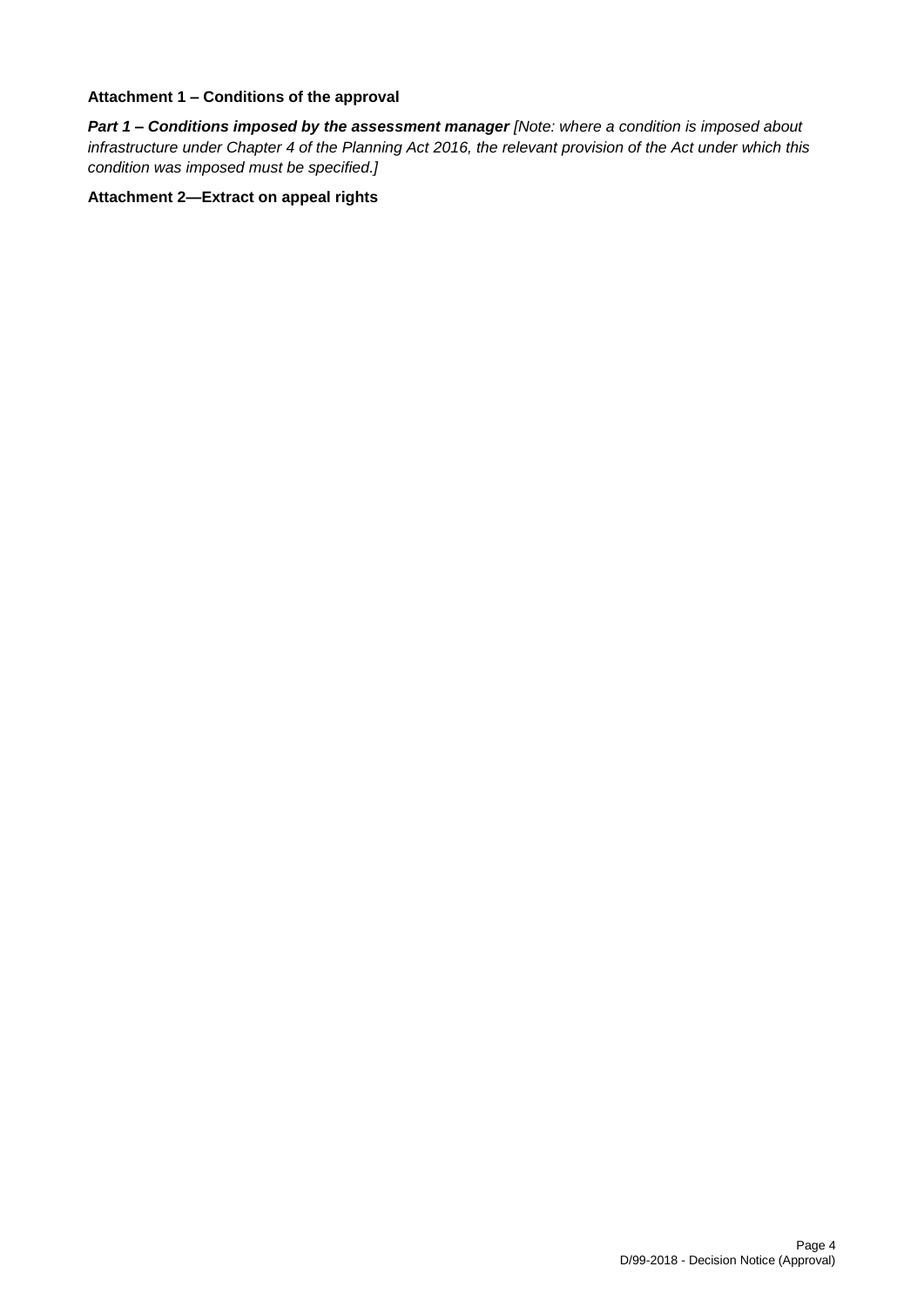**Attachment 1 – Conditions of the approval**

***Part 1 – Conditions imposed by the assessment manager*** *[Note: where a condition is imposed about infrastructure under Chapter 4 of the Planning Act 2016, the relevant provision of the Act under which this condition was imposed must be specified.]*

**Attachment 2—Extract on appeal rights**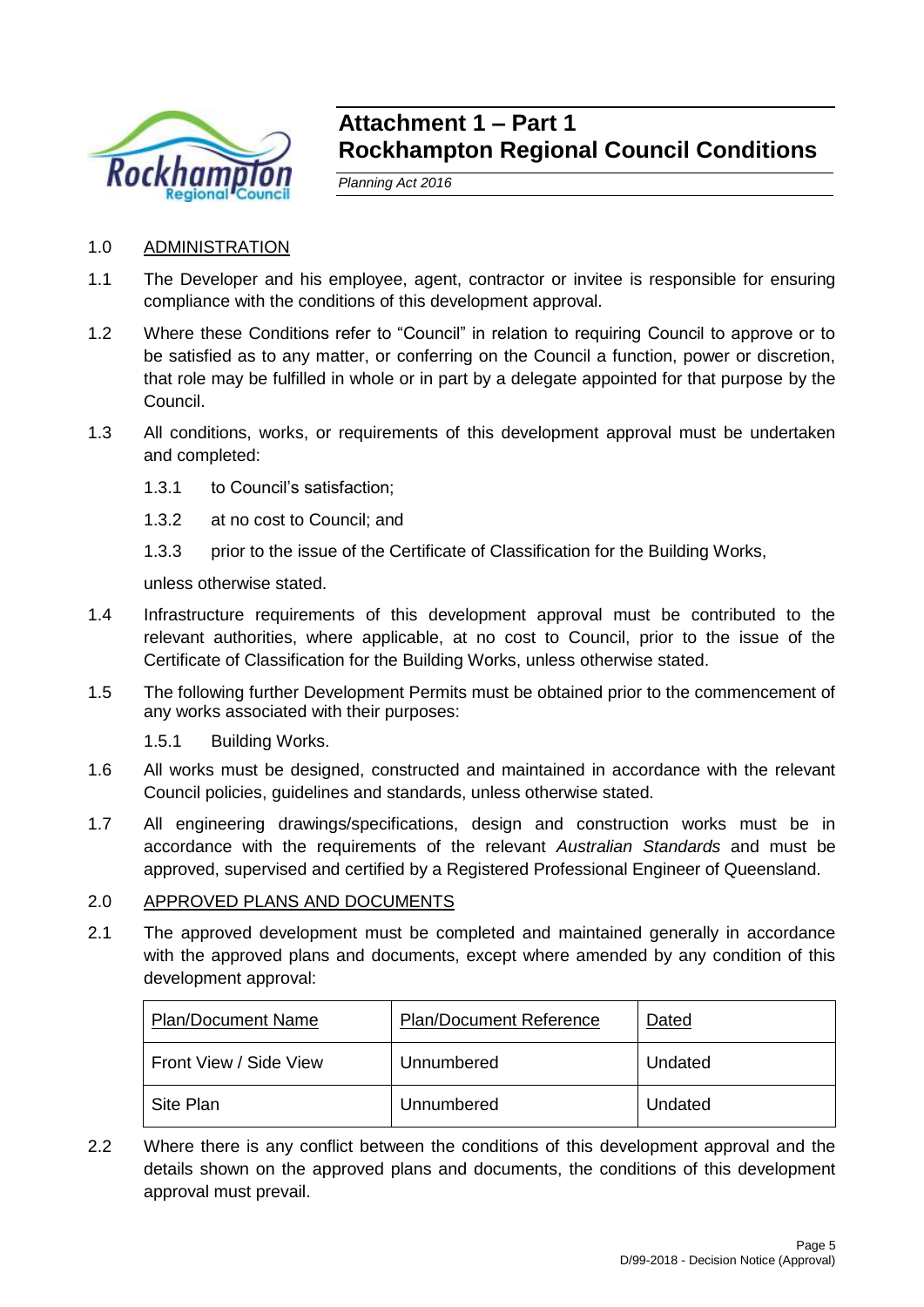# Attachment 1 – Part 1
# Rockhampton Regional Council Conditions

*Planning Act 2016*

1.0 ADMINISTRATION

1.1 The Developer and his employee, agent, contractor or invitee is responsible for ensuring compliance with the conditions of this development approval.

1.2 Where these Conditions refer to "Council" in relation to requiring Council to approve or to be satisfied as to any matter, or conferring on the Council a function, power or discretion, that role may be fulfilled in whole or in part by a delegate appointed for that purpose by the Council.

1.3 All conditions, works, or requirements of this development approval must be undertaken and completed:

1.3.1 to Council's satisfaction;

1.3.2 at no cost to Council; and

1.3.3 prior to the issue of the Certificate of Classification for the Building Works,

unless otherwise stated.

1.4 Infrastructure requirements of this development approval must be contributed to the relevant authorities, where applicable, at no cost to Council, prior to the issue of the Certificate of Classification for the Building Works, unless otherwise stated.

1.5 The following further Development Permits must be obtained prior to the commencement of any works associated with their purposes:

1.5.1 Building Works.

1.6 All works must be designed, constructed and maintained in accordance with the relevant Council policies, guidelines and standards, unless otherwise stated.

1.7 All engineering drawings/specifications, design and construction works must be in accordance with the requirements of the relevant *Australian Standards* and must be approved, supervised and certified by a Registered Professional Engineer of Queensland.

2.0 APPROVED PLANS AND DOCUMENTS

2.1 The approved development must be completed and maintained generally in accordance with the approved plans and documents, except where amended by any condition of this development approval:

| Plan/Document Name | Plan/Document Reference | Dated |
|---|---|---|
| Front View / Side View | Unnumbered | Undated |
| Site Plan | Unnumbered | Undated |

2.2 Where there is any conflict between the conditions of this development approval and the details shown on the approved plans and documents, the conditions of this development approval must prevail.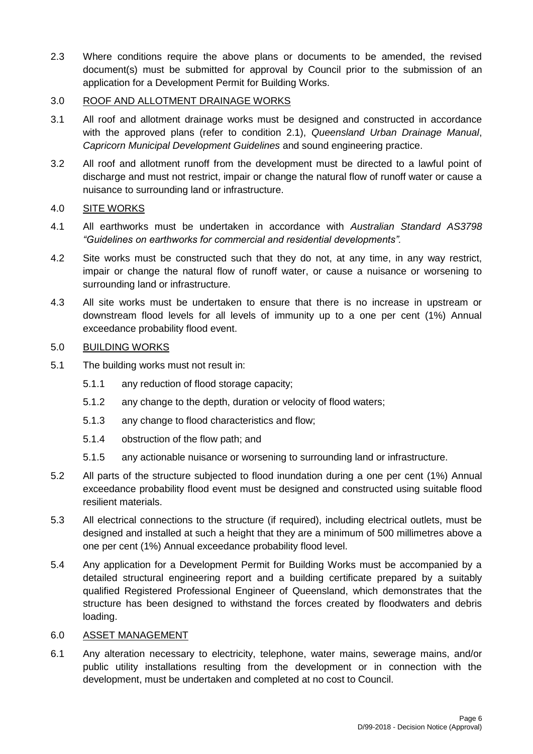2.3 Where conditions require the above plans or documents to be amended, the revised document(s) must be submitted for approval by Council prior to the submission of an application for a Development Permit for Building Works.

3.0 ROOF AND ALLOTMENT DRAINAGE WORKS

3.1 All roof and allotment drainage works must be designed and constructed in accordance with the approved plans (refer to condition 2.1), *Queensland Urban Drainage Manual*, *Capricorn Municipal Development Guidelines* and sound engineering practice.

3.2 All roof and allotment runoff from the development must be directed to a lawful point of discharge and must not restrict, impair or change the natural flow of runoff water or cause a nuisance to surrounding land or infrastructure.

4.0 SITE WORKS

4.1 All earthworks must be undertaken in accordance with *Australian Standard AS3798 "Guidelines on earthworks for commercial and residential developments".*

4.2 Site works must be constructed such that they do not, at any time, in any way restrict, impair or change the natural flow of runoff water, or cause a nuisance or worsening to surrounding land or infrastructure.

4.3 All site works must be undertaken to ensure that there is no increase in upstream or downstream flood levels for all levels of immunity up to a one per cent (1%) Annual exceedance probability flood event.

5.0 BUILDING WORKS

5.1 The building works must not result in:

5.1.1 any reduction of flood storage capacity;

5.1.2 any change to the depth, duration or velocity of flood waters;

5.1.3 any change to flood characteristics and flow;

5.1.4 obstruction of the flow path; and

5.1.5 any actionable nuisance or worsening to surrounding land or infrastructure.

5.2 All parts of the structure subjected to flood inundation during a one per cent (1%) Annual exceedance probability flood event must be designed and constructed using suitable flood resilient materials.

5.3 All electrical connections to the structure (if required), including electrical outlets, must be designed and installed at such a height that they are a minimum of 500 millimetres above a one per cent (1%) Annual exceedance probability flood level.

5.4 Any application for a Development Permit for Building Works must be accompanied by a detailed structural engineering report and a building certificate prepared by a suitably qualified Registered Professional Engineer of Queensland, which demonstrates that the structure has been designed to withstand the forces created by floodwaters and debris loading.

6.0 ASSET MANAGEMENT

6.1 Any alteration necessary to electricity, telephone, water mains, sewerage mains, and/or public utility installations resulting from the development or in connection with the development, must be undertaken and completed at no cost to Council.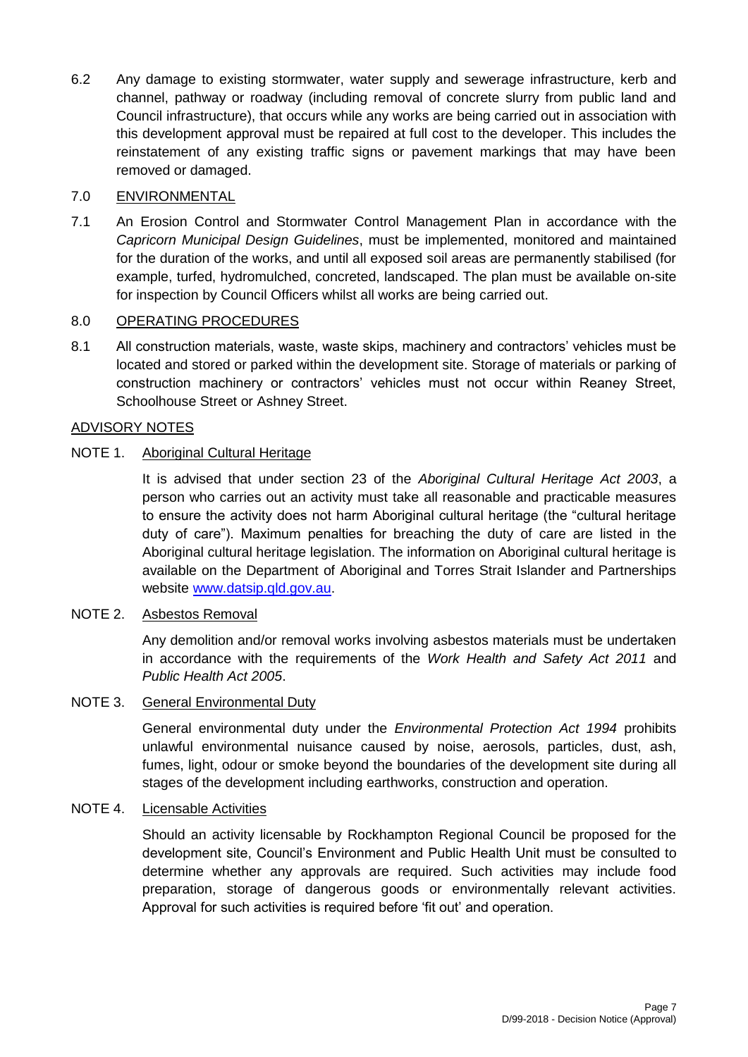6.2 Any damage to existing stormwater, water supply and sewerage infrastructure, kerb and channel, pathway or roadway (including removal of concrete slurry from public land and Council infrastructure), that occurs while any works are being carried out in association with this development approval must be repaired at full cost to the developer. This includes the reinstatement of any existing traffic signs or pavement markings that may have been removed or damaged.

7.0 ENVIRONMENTAL

7.1 An Erosion Control and Stormwater Control Management Plan in accordance with the *Capricorn Municipal Design Guidelines*, must be implemented, monitored and maintained for the duration of the works, and until all exposed soil areas are permanently stabilised (for example, turfed, hydromulched, concreted, landscaped. The plan must be available on-site for inspection by Council Officers whilst all works are being carried out.

8.0 OPERATING PROCEDURES

8.1 All construction materials, waste, waste skips, machinery and contractors' vehicles must be located and stored or parked within the development site. Storage of materials or parking of construction machinery or contractors' vehicles must not occur within Reaney Street, Schoolhouse Street or Ashney Street.

ADVISORY NOTES

NOTE 1. Aboriginal Cultural Heritage

It is advised that under section 23 of the *Aboriginal Cultural Heritage Act 2003*, a person who carries out an activity must take all reasonable and practicable measures to ensure the activity does not harm Aboriginal cultural heritage (the "cultural heritage duty of care"). Maximum penalties for breaching the duty of care are listed in the Aboriginal cultural heritage legislation. The information on Aboriginal cultural heritage is available on the Department of Aboriginal and Torres Strait Islander and Partnerships website www.datsip.qld.gov.au.

NOTE 2. Asbestos Removal

Any demolition and/or removal works involving asbestos materials must be undertaken in accordance with the requirements of the *Work Health and Safety Act 2011* and *Public Health Act 2005*.

NOTE 3. General Environmental Duty

General environmental duty under the *Environmental Protection Act 1994* prohibits unlawful environmental nuisance caused by noise, aerosols, particles, dust, ash, fumes, light, odour or smoke beyond the boundaries of the development site during all stages of the development including earthworks, construction and operation.

NOTE 4. Licensable Activities

Should an activity licensable by Rockhampton Regional Council be proposed for the development site, Council's Environment and Public Health Unit must be consulted to determine whether any approvals are required. Such activities may include food preparation, storage of dangerous goods or environmentally relevant activities. Approval for such activities is required before 'fit out' and operation.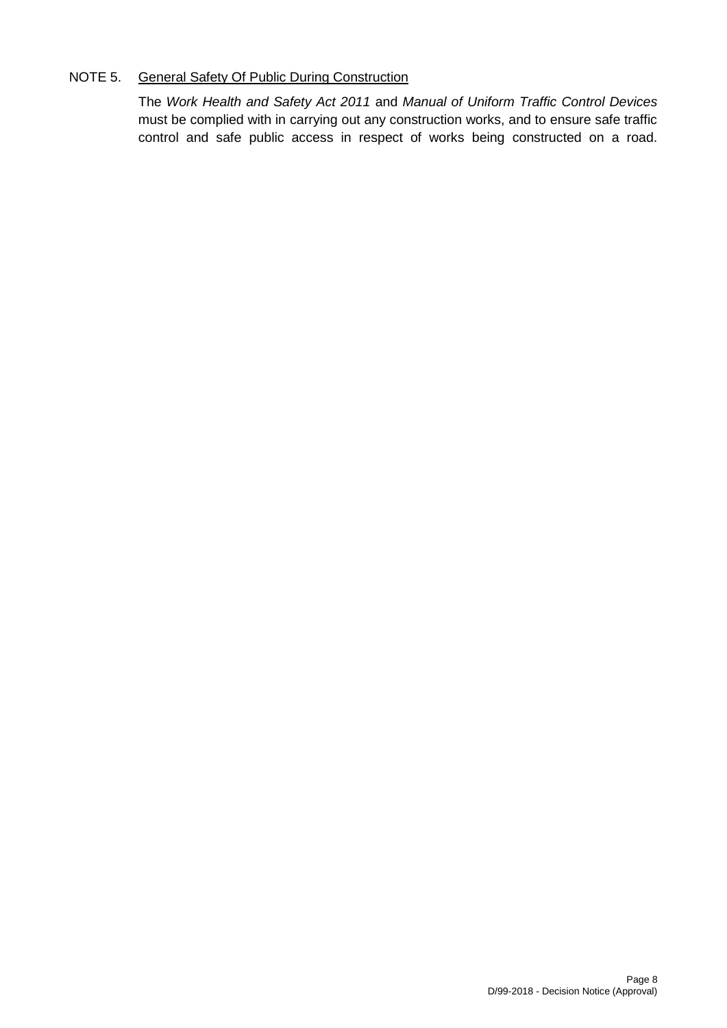NOTE 5. <u>General Safety Of Public During Construction</u>

The *Work Health and Safety Act 2011* and *Manual of Uniform Traffic Control Devices* must be complied with in carrying out any construction works, and to ensure safe traffic control and safe public access in respect of works being constructed on a road.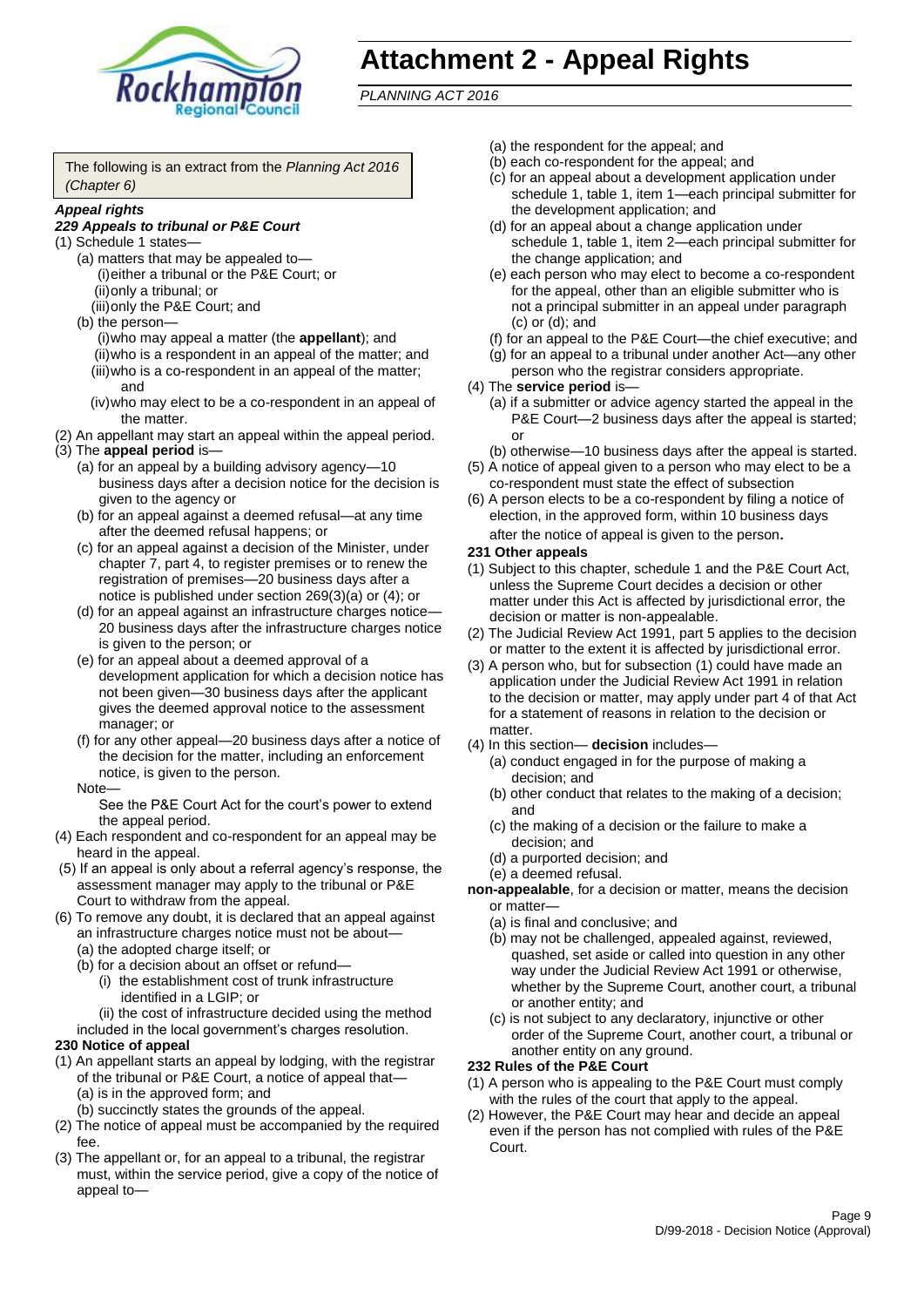# Attachment 2 - Appeal Rights

*PLANNING ACT 2016*

The following is an extract from the *Planning Act 2016 (Chapter 6)*

***Appeal rights***

***229 Appeals to tribunal or P&E Court***

(1) Schedule 1 states—

(a) matters that may be appealed to—

(i) either a tribunal or the P&E Court; or

(ii) only a tribunal; or

(iii) only the P&E Court; and

(b) the person—

(i) who may appeal a matter (the **appellant**); and

(ii) who is a respondent in an appeal of the matter; and

(iii) who is a co-respondent in an appeal of the matter; and

(iv) who may elect to be a co-respondent in an appeal of the matter.

(2) An appellant may start an appeal within the appeal period.

(3) The **appeal period** is—

(a) for an appeal by a building advisory agency—10 business days after a decision notice for the decision is given to the agency or

(b) for an appeal against a deemed refusal—at any time after the deemed refusal happens; or

(c) for an appeal against a decision of the Minister, under chapter 7, part 4, to register premises or to renew the registration of premises—20 business days after a notice is published under section 269(3)(a) or (4); or

(d) for an appeal against an infrastructure charges notice—20 business days after the infrastructure charges notice is given to the person; or

(e) for an appeal about a deemed approval of a development application for which a decision notice has not been given—30 business days after the applicant gives the deemed approval notice to the assessment manager; or

(f) for any other appeal—20 business days after a notice of the decision for the matter, including an enforcement notice, is given to the person.

Note—

See the P&E Court Act for the court's power to extend the appeal period.

(4) Each respondent and co-respondent for an appeal may be heard in the appeal.

(5) If an appeal is only about a referral agency's response, the assessment manager may apply to the tribunal or P&E Court to withdraw from the appeal.

(6) To remove any doubt, it is declared that an appeal against an infrastructure charges notice must not be about—

(a) the adopted charge itself; or

(b) for a decision about an offset or refund—

(i) the establishment cost of trunk infrastructure identified in a LGIP; or

(ii) the cost of infrastructure decided using the method included in the local government's charges resolution.

**230 Notice of appeal**

(1) An appellant starts an appeal by lodging, with the registrar of the tribunal or P&E Court, a notice of appeal that—

(a) is in the approved form; and

(b) succinctly states the grounds of the appeal.

(2) The notice of appeal must be accompanied by the required fee.

(3) The appellant or, for an appeal to a tribunal, the registrar must, within the service period, give a copy of the notice of appeal to—

(a) the respondent for the appeal; and

(b) each co-respondent for the appeal; and

(c) for an appeal about a development application under schedule 1, table 1, item 1—each principal submitter for the development application; and

(d) for an appeal about a change application under schedule 1, table 1, item 2—each principal submitter for the change application; and

(e) each person who may elect to become a co-respondent for the appeal, other than an eligible submitter who is not a principal submitter in an appeal under paragraph (c) or (d); and

(f) for an appeal to the P&E Court—the chief executive; and

(g) for an appeal to a tribunal under another Act—any other person who the registrar considers appropriate.

(4) The **service period** is—

(a) if a submitter or advice agency started the appeal in the P&E Court—2 business days after the appeal is started; or

(b) otherwise—10 business days after the appeal is started.

(5) A notice of appeal given to a person who may elect to be a co-respondent must state the effect of subsection

(6) A person elects to be a co-respondent by filing a notice of election, in the approved form, within 10 business days after the notice of appeal is given to the person**.**

**231 Other appeals**

(1) Subject to this chapter, schedule 1 and the P&E Court Act, unless the Supreme Court decides a decision or other matter under this Act is affected by jurisdictional error, the decision or matter is non-appealable.

(2) The Judicial Review Act 1991, part 5 applies to the decision or matter to the extent it is affected by jurisdictional error.

(3) A person who, but for subsection (1) could have made an application under the Judicial Review Act 1991 in relation to the decision or matter, may apply under part 4 of that Act for a statement of reasons in relation to the decision or matter.

(4) In this section— **decision** includes—

(a) conduct engaged in for the purpose of making a decision; and

(b) other conduct that relates to the making of a decision; and

(c) the making of a decision or the failure to make a decision; and

(d) a purported decision; and

(e) a deemed refusal.

**non-appealable**, for a decision or matter, means the decision or matter—

(a) is final and conclusive; and

(b) may not be challenged, appealed against, reviewed, quashed, set aside or called into question in any other way under the Judicial Review Act 1991 or otherwise, whether by the Supreme Court, another court, a tribunal or another entity; and

(c) is not subject to any declaratory, injunctive or other order of the Supreme Court, another court, a tribunal or another entity on any ground.

**232 Rules of the P&E Court**

(1) A person who is appealing to the P&E Court must comply with the rules of the court that apply to the appeal.

(2) However, the P&E Court may hear and decide an appeal even if the person has not complied with rules of the P&E Court.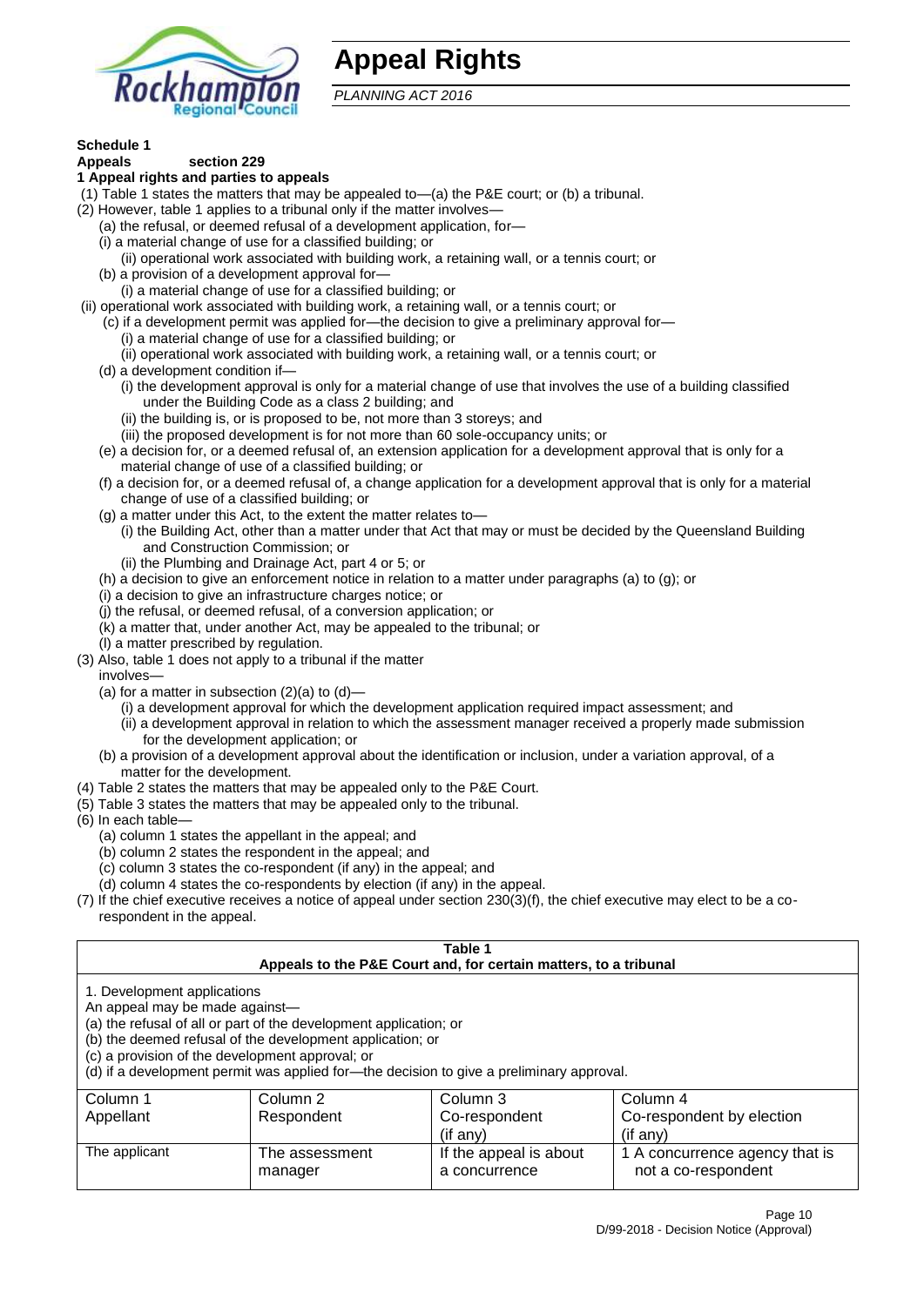# Appeal Rights

*PLANNING ACT 2016*

**Schedule 1**

**Appeals section 229**

**1 Appeal rights and parties to appeals**

(1) Table 1 states the matters that may be appealed to—(a) the P&E court; or (b) a tribunal.

(2) However, table 1 applies to a tribunal only if the matter involves—

(a) the refusal, or deemed refusal of a development application, for—

(i) a material change of use for a classified building; or

(ii) operational work associated with building work, a retaining wall, or a tennis court; or

(b) a provision of a development approval for—

(i) a material change of use for a classified building; or

(ii) operational work associated with building work, a retaining wall, or a tennis court; or

(c) if a development permit was applied for—the decision to give a preliminary approval for—

(i) a material change of use for a classified building; or

(ii) operational work associated with building work, a retaining wall, or a tennis court; or

(d) a development condition if—

(i) the development approval is only for a material change of use that involves the use of a building classified under the Building Code as a class 2 building; and

(ii) the building is, or is proposed to be, not more than 3 storeys; and

(iii) the proposed development is for not more than 60 sole-occupancy units; or

(e) a decision for, or a deemed refusal of, an extension application for a development approval that is only for a material change of use of a classified building; or

(f) a decision for, or a deemed refusal of, a change application for a development approval that is only for a material change of use of a classified building; or

(g) a matter under this Act, to the extent the matter relates to—

(i) the Building Act, other than a matter under that Act that may or must be decided by the Queensland Building and Construction Commission; or

(ii) the Plumbing and Drainage Act, part 4 or 5; or

(h) a decision to give an enforcement notice in relation to a matter under paragraphs (a) to (g); or

(i) a decision to give an infrastructure charges notice; or

(j) the refusal, or deemed refusal, of a conversion application; or

(k) a matter that, under another Act, may be appealed to the tribunal; or

(l) a matter prescribed by regulation.

(3) Also, table 1 does not apply to a tribunal if the matter involves—

(a) for a matter in subsection (2)(a) to (d)—

(i) a development approval for which the development application required impact assessment; and

(ii) a development approval in relation to which the assessment manager received a properly made submission for the development application; or

(b) a provision of a development approval about the identification or inclusion, under a variation approval, of a matter for the development.

(4) Table 2 states the matters that may be appealed only to the P&E Court.

(5) Table 3 states the matters that may be appealed only to the tribunal.

(6) In each table—

(a) column 1 states the appellant in the appeal; and

(b) column 2 states the respondent in the appeal; and

(c) column 3 states the co-respondent (if any) in the appeal; and

(d) column 4 states the co-respondents by election (if any) in the appeal.

(7) If the chief executive receives a notice of appeal under section 230(3)(f), the chief executive may elect to be a co-respondent in the appeal.

**Table 1**
**Appeals to the P&E Court and, for certain matters, to a tribunal**

1. Development applications

An appeal may be made against—

(a) the refusal of all or part of the development application; or

(b) the deemed refusal of the development application; or

(c) a provision of the development approval; or

(d) if a development permit was applied for—the decision to give a preliminary approval.

| Column 1 Appellant | Column 2 Respondent | Column 3 Co-respondent (if any) | Column 4 Co-respondent by election (if any) |
|---|---|---|---|
| The applicant | The assessment manager | If the appeal is about a concurrence | 1 A concurrence agency that is not a co-respondent |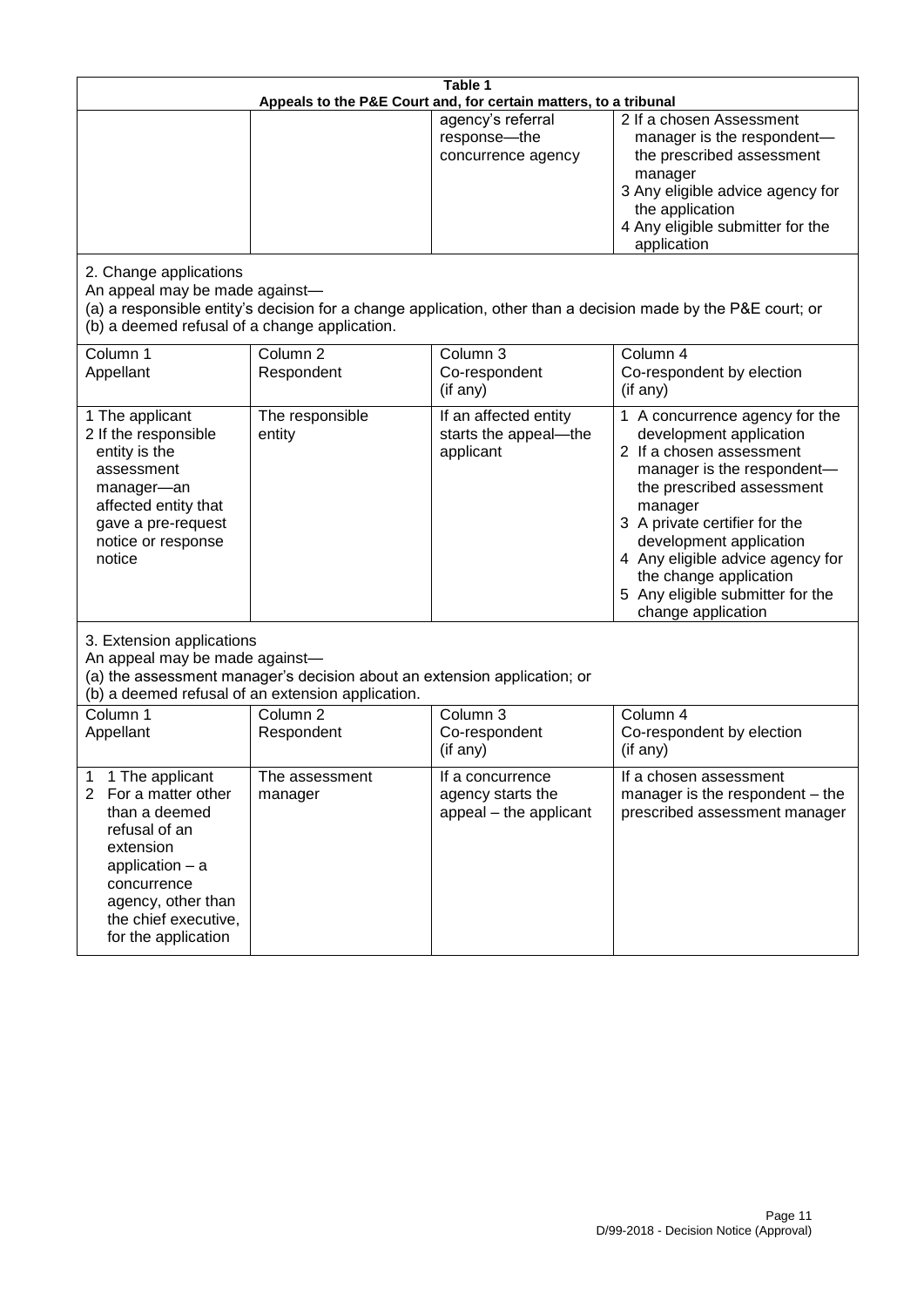| Table 1 | | | |
|---|---|---|---|
| **Appeals to the P&E Court and, for certain matters, to a tribunal** | | | |
| | | agency's referral response—the concurrence agency | 2 If a chosen Assessment manager is the respondent—the prescribed assessment manager<br>3 Any eligible advice agency for the application<br>4 Any eligible submitter for the application |
| 2. Change applications<br>An appeal may be made against—<br>(a) a responsible entity's decision for a change application, other than a decision made by the P&E court; or<br>(b) a deemed refusal of a change application. | | | |
| Column 1<br>Appellant | Column 2<br>Respondent | Column 3<br>Co-respondent<br>(if any) | Column 4<br>Co-respondent by election<br>(if any) |
| 1 The applicant<br>2 If the responsible entity is the assessment manager—an affected entity that gave a pre-request notice or response notice | The responsible entity | If an affected entity starts the appeal—the applicant | 1 A concurrence agency for the development application<br>2 If a chosen assessment manager is the respondent—the prescribed assessment manager<br>3 A private certifier for the development application<br>4 Any eligible advice agency for the change application<br>5 Any eligible submitter for the change application |
| 3. Extension applications<br>An appeal may be made against—<br>(a) the assessment manager's decision about an extension application; or<br>(b) a deemed refusal of an extension application. | | | |
| Column 1<br>Appellant | Column 2<br>Respondent | Column 3<br>Co-respondent<br>(if any) | Column 4<br>Co-respondent by election<br>(if any) |
| 1 1 The applicant<br>2 For a matter other than a deemed refusal of an extension application – a concurrence agency, other than the chief executive, for the application | The assessment manager | If a concurrence agency starts the appeal – the applicant | If a chosen assessment manager is the respondent – the prescribed assessment manager |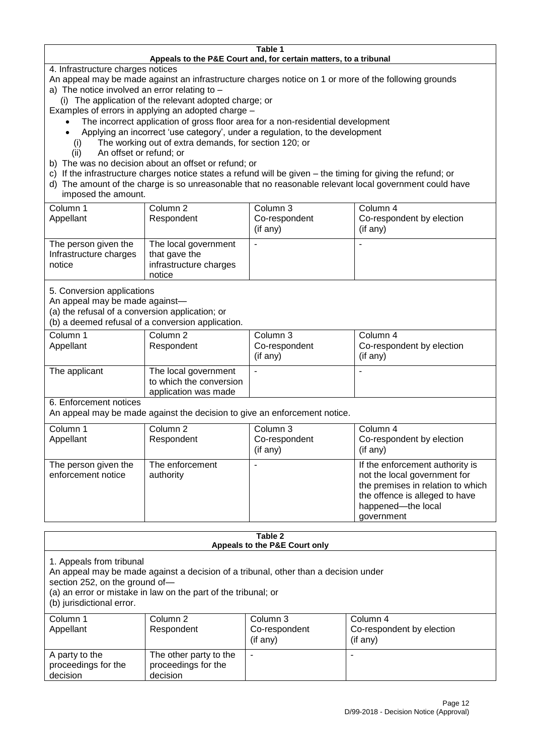**Table 1**
**Appeals to the P&E Court and, for certain matters, to a tribunal**

4. Infrastructure charges notices

An appeal may be made against an infrastructure charges notice on 1 or more of the following grounds

a) The notice involved an error relating to –

 (i) The application of the relevant adopted charge; or

Examples of errors in applying an adopted charge –

- The incorrect application of gross floor area for a non-residential development
- Applying an incorrect 'use category', under a regulation, to the development

 (i) The working out of extra demands, for section 120; or

 (ii) An offset or refund; or

b) The was no decision about an offset or refund; or

c) If the infrastructure charges notice states a refund will be given – the timing for giving the refund; or

d) The amount of the charge is so unreasonable that no reasonable relevant local government could have imposed the amount.

| Column 1<br>Appellant | Column 2<br>Respondent | Column 3<br>Co-respondent<br>(if any) | Column 4<br>Co-respondent by election<br>(if any) |
|---|---|---|---|
| The person given the Infrastructure charges notice | The local government that gave the infrastructure charges notice | - | - |

5. Conversion applications

An appeal may be made against—

(a) the refusal of a conversion application; or

(b) a deemed refusal of a conversion application.

| Column 1<br>Appellant | Column 2<br>Respondent | Column 3<br>Co-respondent<br>(if any) | Column 4<br>Co-respondent by election<br>(if any) |
|---|---|---|---|
| The applicant | The local government to which the conversion application was made | - | - |

6. Enforcement notices

An appeal may be made against the decision to give an enforcement notice.

| Column 1<br>Appellant | Column 2<br>Respondent | Column 3<br>Co-respondent<br>(if any) | Column 4<br>Co-respondent by election<br>(if any) |
|---|---|---|---|
| The person given the enforcement notice | The enforcement authority | - | If the enforcement authority is not the local government for the premises in relation to which the offence is alleged to have happened—the local government |

**Table 2**
**Appeals to the P&E Court only**

1. Appeals from tribunal

An appeal may be made against a decision of a tribunal, other than a decision under section 252, on the ground of—

(a) an error or mistake in law on the part of the tribunal; or

(b) jurisdictional error.

| Column 1<br>Appellant | Column 2<br>Respondent | Column 3<br>Co-respondent<br>(if any) | Column 4<br>Co-respondent by election<br>(if any) |
|---|---|---|---|
| A party to the proceedings for the decision | The other party to the proceedings for the decision | - | - |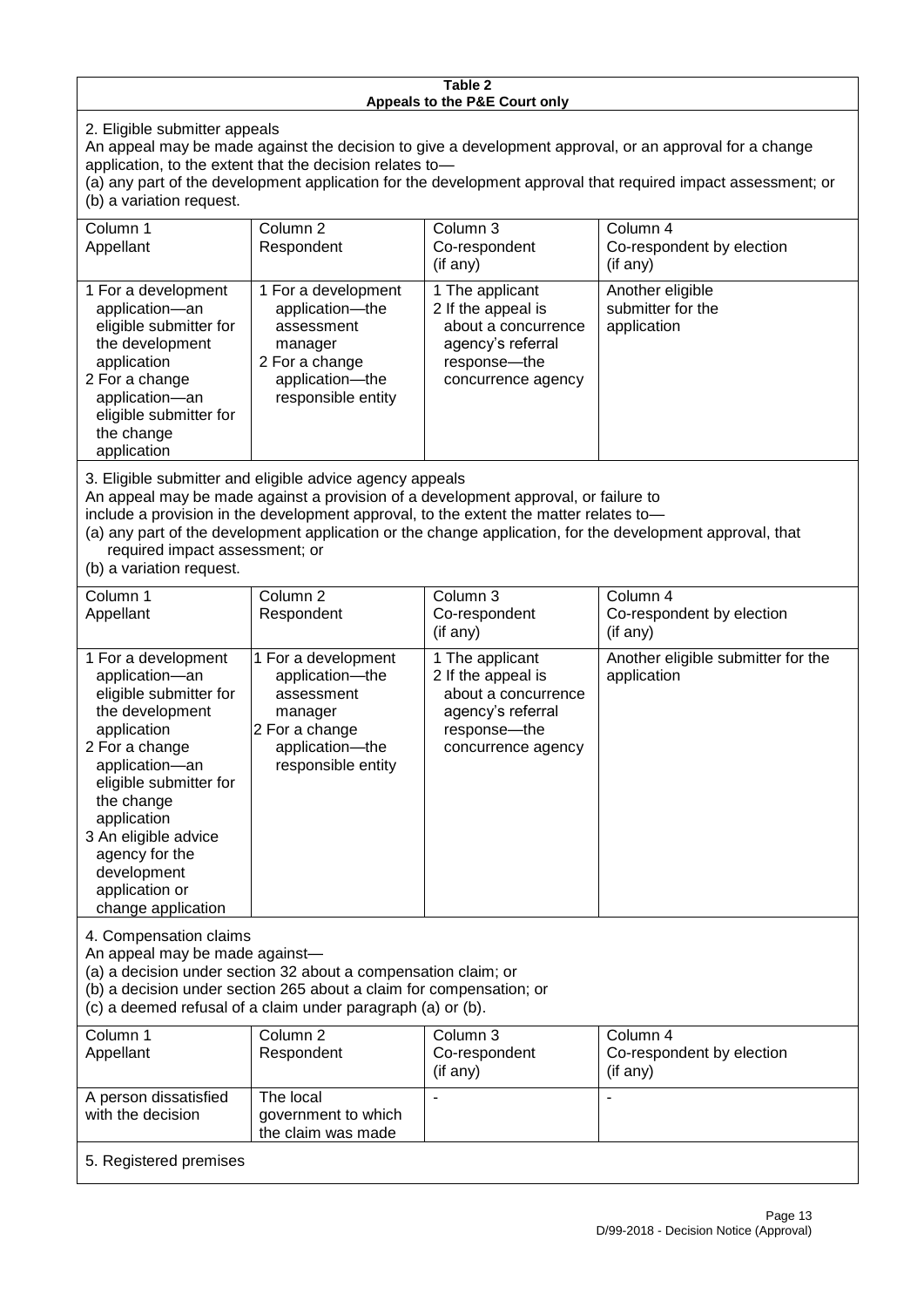**Table 2**
**Appeals to the P&E Court only**

2. Eligible submitter appeals

An appeal may be made against the decision to give a development approval, or an approval for a change application, to the extent that the decision relates to—

(a) any part of the development application for the development approval that required impact assessment; or

(b) a variation request.

| Column 1<br>Appellant | Column 2<br>Respondent | Column 3<br>Co-respondent<br>(if any) | Column 4<br>Co-respondent by election<br>(if any) |
|---|---|---|---|
| 1 For a development application—an eligible submitter for the development application<br>2 For a change application—an eligible submitter for the change application | 1 For a development application—the assessment manager<br>2 For a change application—the responsible entity | 1 The applicant<br>2 If the appeal is about a concurrence agency's referral response—the concurrence agency | Another eligible submitter for the application |

3. Eligible submitter and eligible advice agency appeals

An appeal may be made against a provision of a development approval, or failure to include a provision in the development approval, to the extent the matter relates to—

(a) any part of the development application or the change application, for the development approval, that required impact assessment; or

(b) a variation request.

| Column 1<br>Appellant | Column 2<br>Respondent | Column 3<br>Co-respondent<br>(if any) | Column 4<br>Co-respondent by election<br>(if any) |
|---|---|---|---|
| 1 For a development application—an eligible submitter for the development application<br>2 For a change application—an eligible submitter for the change application<br>3 An eligible advice agency for the development application or change application | 1 For a development application—the assessment manager<br>2 For a change application—the responsible entity | 1 The applicant<br>2 If the appeal is about a concurrence agency's referral response—the concurrence agency | Another eligible submitter for the application |

4. Compensation claims

An appeal may be made against—

(a) a decision under section 32 about a compensation claim; or

(b) a decision under section 265 about a claim for compensation; or

(c) a deemed refusal of a claim under paragraph (a) or (b).

| Column 1<br>Appellant | Column 2<br>Respondent | Column 3<br>Co-respondent<br>(if any) | Column 4<br>Co-respondent by election<br>(if any) |
|---|---|---|---|
| A person dissatisfied with the decision | The local government to which the claim was made | - | - |

5. Registered premises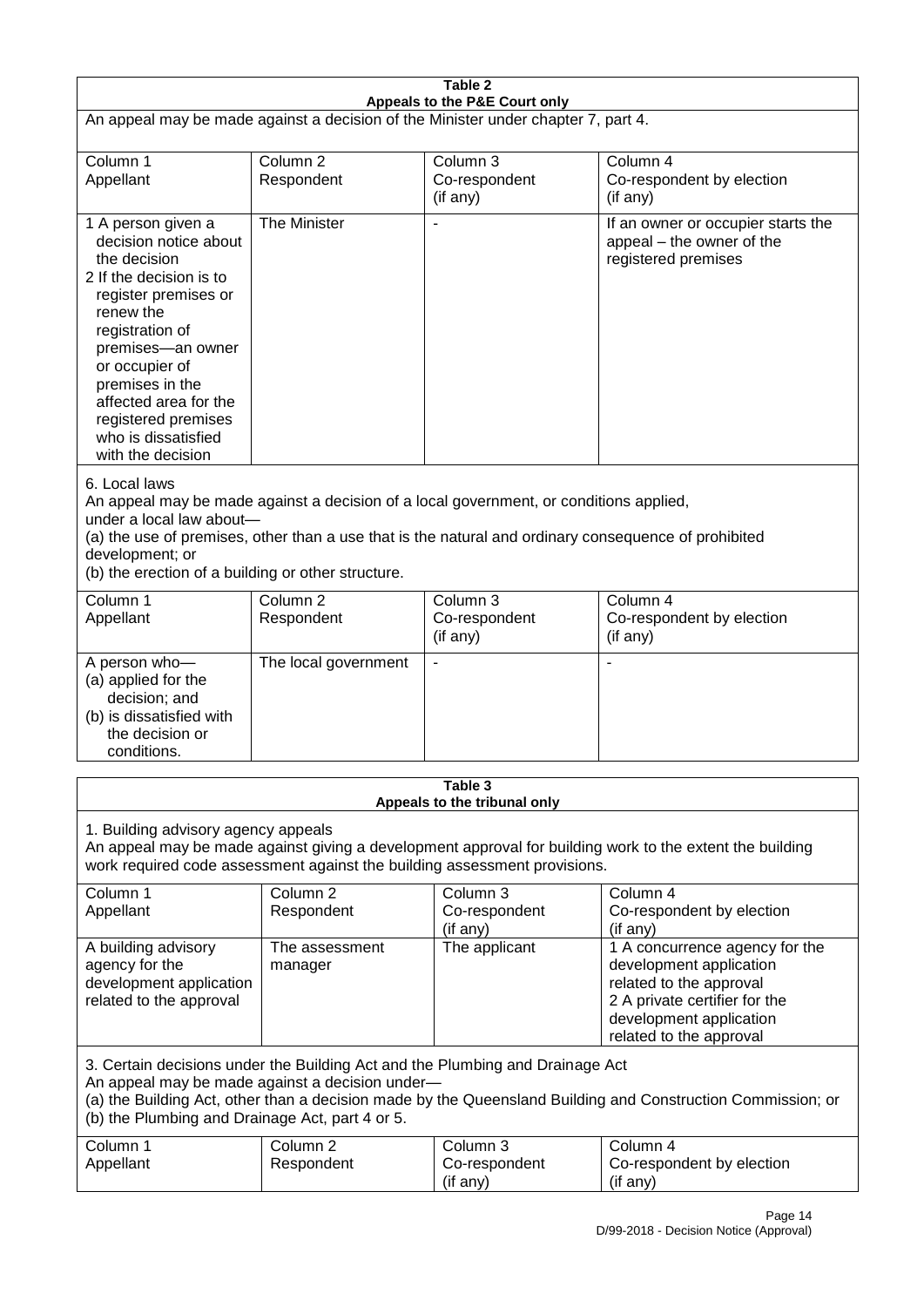**Table 2**
**Appeals to the P&E Court only**

An appeal may be made against a decision of the Minister under chapter 7, part 4.

| Column 1 Appellant | Column 2 Respondent | Column 3 Co-respondent (if any) | Column 4 Co-respondent by election (if any) |
|---|---|---|---|
| 1 A person given a decision notice about the decision<br>2 If the decision is to register premises or renew the registration of premises—an owner or occupier of premises in the affected area for the registered premises who is dissatisfied with the decision | The Minister | - | If an owner or occupier starts the appeal – the owner of the registered premises |

6. Local laws
An appeal may be made against a decision of a local government, or conditions applied, under a local law about—
(a) the use of premises, other than a use that is the natural and ordinary consequence of prohibited development; or
(b) the erection of a building or other structure.

| Column 1 Appellant | Column 2 Respondent | Column 3 Co-respondent (if any) | Column 4 Co-respondent by election (if any) |
|---|---|---|---|
| A person who—<br>(a) applied for the decision; and<br>(b) is dissatisfied with the decision or conditions. | The local government | - | - |

**Table 3**
**Appeals to the tribunal only**

1. Building advisory agency appeals
An appeal may be made against giving a development approval for building work to the extent the building work required code assessment against the building assessment provisions.

| Column 1 Appellant | Column 2 Respondent | Column 3 Co-respondent (if any) | Column 4 Co-respondent by election (if any) |
|---|---|---|---|
| A building advisory agency for the development application related to the approval | The assessment manager | The applicant | 1 A concurrence agency for the development application related to the approval<br>2 A private certifier for the development application related to the approval |

3. Certain decisions under the Building Act and the Plumbing and Drainage Act
An appeal may be made against a decision under—
(a) the Building Act, other than a decision made by the Queensland Building and Construction Commission; or
(b) the Plumbing and Drainage Act, part 4 or 5.

| Column 1 Appellant | Column 2 Respondent | Column 3 Co-respondent (if any) | Column 4 Co-respondent by election (if any) |
|---|---|---|---|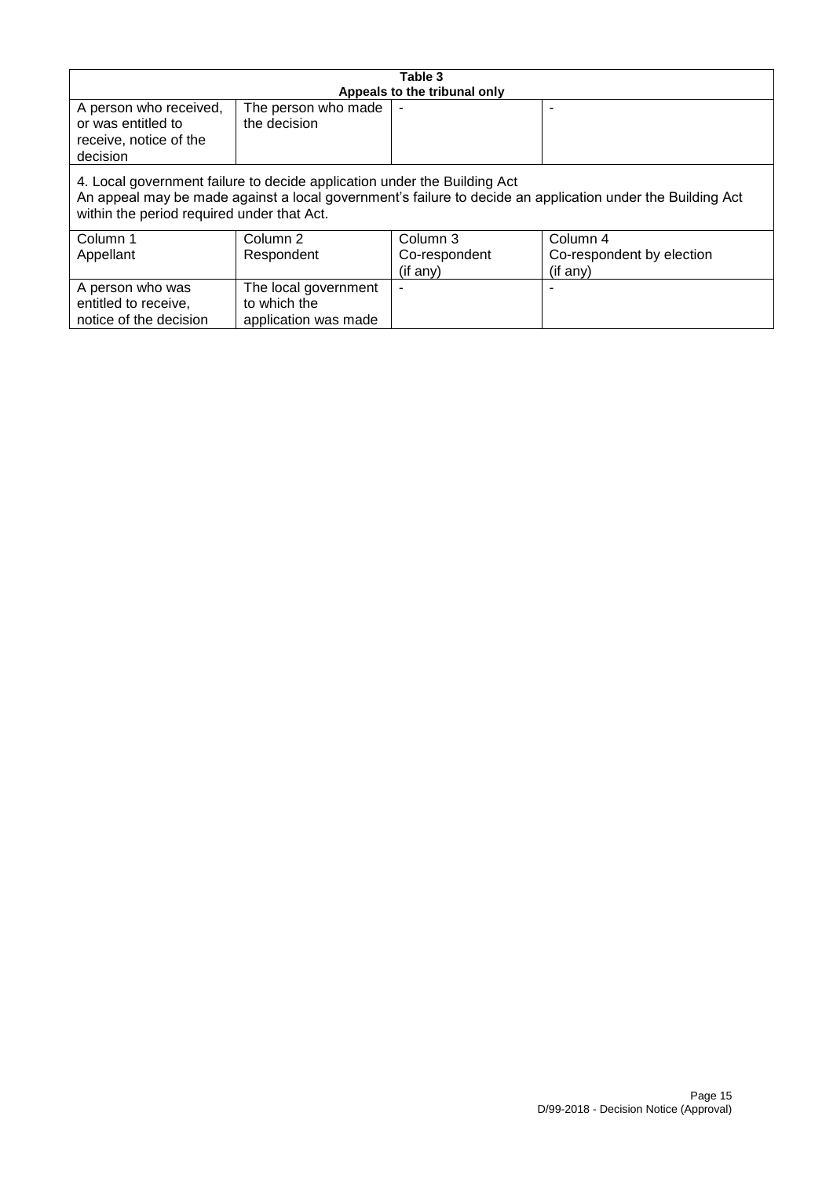| Table 3<br>Appeals to the tribunal only | | | |
|---|---|---|---|
| A person who received, or was entitled to receive, notice of the decision | The person who made the decision | - | - |
| 4. Local government failure to decide application under the Building Act<br>An appeal may be made against a local government's failure to decide an application under the Building Act within the period required under that Act. | | | |
| Column 1<br>Appellant | Column 2<br>Respondent | Column 3<br>Co-respondent<br>(if any) | Column 4<br>Co-respondent by election<br>(if any) |
| A person who was entitled to receive, notice of the decision | The local government to which the application was made | - | - |